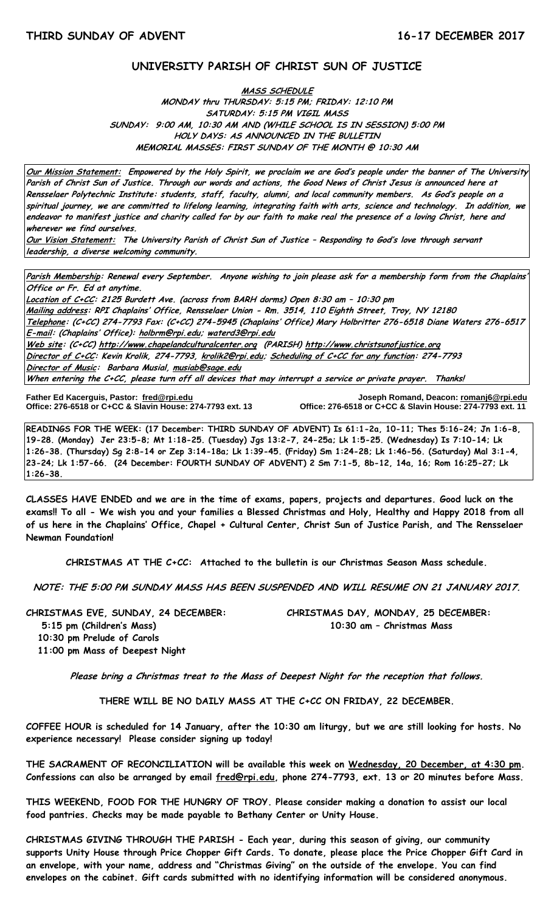**THIRD SUNDAY OF ADVENT** **16-17 DECEMBER 2017**

# UNIVERSITY PARISH OF CHRIST SUN OF JUSTICE

**MASS SCHEDULE**

MONDAY thru THURSDAY: 5:15 PM; FRIDAY: 12:10 PM
SATURDAY: 5:15 PM VIGIL MASS
SUNDAY: 9:00 AM, 10:30 AM AND (WHILE SCHOOL IS IN SESSION) 5:00 PM
HOLY DAYS: AS ANNOUNCED IN THE BULLETIN
MEMORIAL MASSES: FIRST SUNDAY OF THE MONTH @ 10:30 AM

**Our Mission Statement:** Empowered by the Holy Spirit, we proclaim we are God's people under the banner of The University Parish of Christ Sun of Justice. Through our words and actions, the Good News of Christ Jesus is announced here at Rensselaer Polytechnic Institute: students, staff, faculty, alumni, and local community members. As God's people on a spiritual journey, we are committed to lifelong learning, integrating faith with arts, science and technology. In addition, we endeavor to manifest justice and charity called for by our faith to make real the presence of a loving Christ, here and wherever we find ourselves.
**Our Vision Statement:** The University Parish of Christ Sun of Justice – Responding to God's love through servant leadership, a diverse welcoming community.

**Parish Membership:** Renewal every September. Anyone wishing to join please ask for a membership form from the Chaplains' Office or Fr. Ed at anytime.
**Location of C+CC:** 2125 Burdett Ave. (across from BARH dorms) Open 8:30 am – 10:30 pm
**Mailing address:** RPI Chaplains' Office, Rensselaer Union - Rm. 3514, 110 Eighth Street, Troy, NY 12180
**Telephone:** (C+CC) 274-7793 Fax: (C+CC) 274-5945 (Chaplains' Office) Mary Holbritter 276-6518 Diane Waters 276-6517
**E-mail:** (Chaplains' Office): holbrm@rpi.edu; waterd3@rpi.edu
**Web site:** (C+CC) http://www.chapelandculturalcenter.org (PARISH) http://www.christsunofjustice.org
**Director of C+CC:** Kevin Krolik, 274-7793, krolik2@rpi.edu; **Scheduling of C+CC for any function:** 274-7793
**Director of Music:** Barbara Musial, musiab@sage.edu
When entering the C+CC, please turn off all devices that may interrupt a service or private prayer. Thanks!

**Father Ed Kacerguis, Pastor:** fred@rpi.edu
Office: 276-6518 or C+CC & Slavin House: 274-7793 ext. 13

**Joseph Romand, Deacon:** romanj6@rpi.edu
Office: 276-6518 or C+CC & Slavin House: 274-7793 ext. 11

**READINGS FOR THE WEEK: (17 December: THIRD SUNDAY OF ADVENT) Is 61:1-2a, 10-11; Thes 5:16-24; Jn 1:6-8, 19-28. (Monday) Jer 23:5-8; Mt 1:18-25. (Tuesday) Jgs 13:2-7, 24-25a; Lk 1:5-25. (Wednesday) Is 7:10-14; Lk 1:26-38. (Thursday) Sg 2:8-14 or Zep 3:14-18a; Lk 1:39-45. (Friday) Sm 1:24-28; Lk 1:46-56. (Saturday) Mal 3:1-4, 23-24; Lk 1:57-66. (24 December: FOURTH SUNDAY OF ADVENT) 2 Sm 7:1-5, 8b-12, 14a, 16; Rom 16:25-27; Lk 1:26-38.**

**CLASSES HAVE ENDED and we are in the time of exams, papers, projects and departures. Good luck on the exams!! To all - We wish you and your families a Blessed Christmas and Holy, Healthy and Happy 2018 from all of us here in the Chaplains' Office, Chapel + Cultural Center, Christ Sun of Justice Parish, and The Rensselaer Newman Foundation!**

**CHRISTMAS AT THE C+CC: Attached to the bulletin is our Christmas Season Mass schedule.**

***NOTE: THE 5:00 PM SUNDAY MASS HAS BEEN SUSPENDED AND WILL RESUME ON 21 JANUARY 2017.***

**CHRISTMAS EVE, SUNDAY, 24 DECEMBER:**
5:15 pm (Children's Mass)
10:30 pm Prelude of Carols
11:00 pm Mass of Deepest Night

**CHRISTMAS DAY, MONDAY, 25 DECEMBER:**
10:30 am – Christmas Mass

*Please bring a Christmas treat to the Mass of Deepest Night for the reception that follows.*

**THERE WILL BE NO DAILY MASS AT THE C+CC ON FRIDAY, 22 DECEMBER.**

**COFFEE HOUR is scheduled for 14 January, after the 10:30 am liturgy, but we are still looking for hosts. No experience necessary! Please consider signing up today!**

**THE SACRAMENT OF RECONCILIATION will be available this week on Wednesday, 20 December, at 4:30 pm. Confessions can also be arranged by email fred@rpi.edu, phone 274-7793, ext. 13 or 20 minutes before Mass.**

**THIS WEEKEND, FOOD FOR THE HUNGRY OF TROY. Please consider making a donation to assist our local food pantries. Checks may be made payable to Bethany Center or Unity House.**

**CHRISTMAS GIVING THROUGH THE PARISH - Each year, during this season of giving, our community supports Unity House through Price Chopper Gift Cards. To donate, please place the Price Chopper Gift Card in an envelope, with your name, address and "Christmas Giving" on the outside of the envelope. You can find envelopes on the cabinet. Gift cards submitted with no identifying information will be considered anonymous.**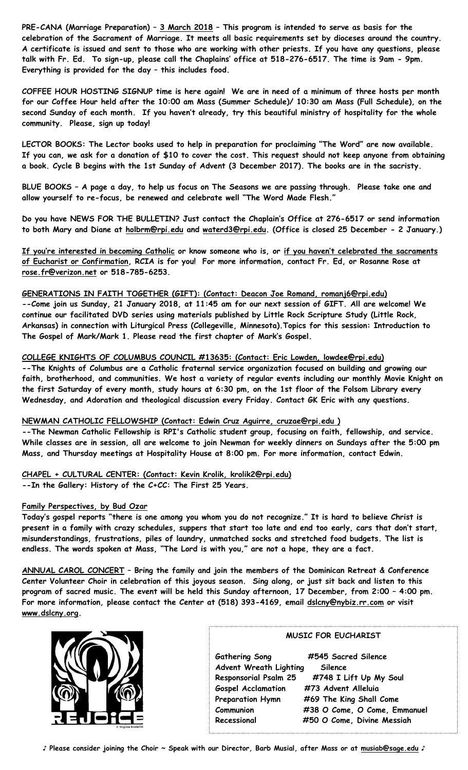**PRE-CANA (Marriage Preparation) – 3 March 2018 – This program is intended to serve as basis for the celebration of the Sacrament of Marriage. It meets all basic requirements set by dioceses around the country. A certificate is issued and sent to those who are working with other priests. If you have any questions, please talk with Fr. Ed. To sign-up, please call the Chaplains' office at 518-276-6517. The time is 9am - 9pm. Everything is provided for the day – this includes food.**

**COFFEE HOUR HOSTING SIGNUP time is here again! We are in need of a minimum of three hosts per month for our Coffee Hour held after the 10:00 am Mass (Summer Schedule)/ 10:30 am Mass (Full Schedule), on the second Sunday of each month. If you haven't already, try this beautiful ministry of hospitality for the whole community. Please, sign up today!**

**LECTOR BOOKS: The Lector books used to help in preparation for proclaiming "The Word" are now available. If you can, we ask for a donation of $10 to cover the cost. This request should not keep anyone from obtaining a book. Cycle B begins with the 1st Sunday of Advent (3 December 2017). The books are in the sacristy.**

**BLUE BOOKS – A page a day, to help us focus on The Seasons we are passing through. Please take one and allow yourself to re-focus, be renewed and celebrate well "The Word Made Flesh."**

**Do you have NEWS FOR THE BULLETIN? Just contact the Chaplain's Office at 276-6517 or send information to both Mary and Diane at holbrm@rpi.edu and waterd3@rpi.edu. (Office is closed 25 December - 2 January.)**

**If you're interested in becoming Catholic or know someone who is, or if you haven't celebrated the sacraments of Eucharist or Confirmation, RCIA is for you! For more information, contact Fr. Ed, or Rosanne Rose at rose.fr@verizon.net or 518-785-6253.**

**GENERATIONS IN FAITH TOGETHER (GIFT): (Contact: Deacon Joe Romand, romanj6@rpi.edu)**
**--Come join us Sunday, 21 January 2018, at 11:45 am for our next session of GIFT. All are welcome! We continue our facilitated DVD series using materials published by Little Rock Scripture Study (Little Rock, Arkansas) in connection with Liturgical Press (Collegeville, Minnesota).Topics for this session: Introduction to The Gospel of Mark/Mark 1. Please read the first chapter of Mark's Gospel.**

**COLLEGE KNIGHTS OF COLUMBUS COUNCIL #13635: (Contact: Eric Lowden, lowdee@rpi.edu)**
**--The Knights of Columbus are a Catholic fraternal service organization focused on building and growing our faith, brotherhood, and communities. We host a variety of regular events including our monthly Movie Knight on the first Saturday of every month, study hours at 6:30 pm, on the 1st floor of the Folsom Library every Wednesday, and Adoration and theological discussion every Friday. Contact GK Eric with any questions.**

**NEWMAN CATHOLIC FELLOWSHIP (Contact: Edwin Cruz Aguirre, cruzae@rpi.edu )**
**--The Newman Catholic Fellowship is RPI's Catholic student group, focusing on faith, fellowship, and service. While classes are in session, all are welcome to join Newman for weekly dinners on Sundays after the 5:00 pm Mass, and Thursday meetings at Hospitality House at 8:00 pm. For more information, contact Edwin.**

**CHAPEL + CULTURAL CENTER: (Contact: Kevin Krolik, krolik2@rpi.edu)**
**--In the Gallery: History of the C+CC: The First 25 Years.**

**Family Perspectives, by Bud Ozar**
**Today's gospel reports "there is one among you whom you do not recognize." It is hard to believe Christ is present in a family with crazy schedules, suppers that start too late and end too early, cars that don't start, misunderstandings, frustrations, piles of laundry, unmatched socks and stretched food budgets. The list is endless. The words spoken at Mass, "The Lord is with you," are not a hope, they are a fact.**

**ANNUAL CAROL CONCERT – Bring the family and join the members of the Dominican Retreat & Conference Center Volunteer Choir in celebration of this joyous season. Sing along, or just sit back and listen to this program of sacred music. The event will be held this Sunday afternoon, 17 December, from 2:00 – 4:00 pm. For more information, please contact the Center at (518) 393-4169, email dslcny@nybiz.rr.com or visit www.dslcny.org.**

REJOICE

© Virginia Broderick

**MUSIC FOR EUCHARIST**

| | |
|---|---|
| Gathering Song | #545 Sacred Silence |
| Advent Wreath Lighting | Silence |
| Responsorial Psalm 25 | #748 I Lift Up My Soul |
| Gospel Acclamation | #73 Advent Alleluia |
| Preparation Hymn | #69 The King Shall Come |
| Communion | #38 O Come, O Come, Emmanuel |
| Recessional | #50 O Come, Divine Messiah |

**♪ Please consider joining the Choir ~ Speak with our Director, Barb Musial, after Mass or at musiab@sage.edu ♪**